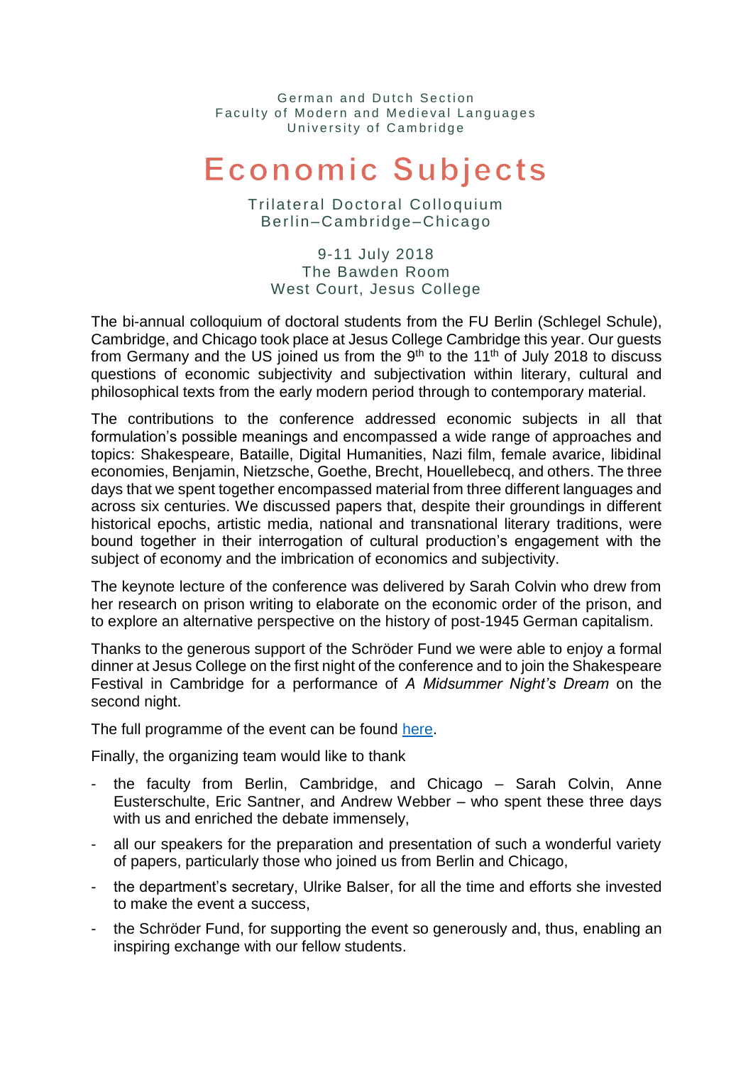German and Dutch Section
Faculty of Modern and Medieval Languages
University of Cambridge

# Economic Subjects

Trilateral Doctoral Colloquium
Berlin–Cambridge–Chicago

9-11 July 2018
The Bawden Room
West Court, Jesus College

The bi-annual colloquium of doctoral students from the FU Berlin (Schlegel Schule), Cambridge, and Chicago took place at Jesus College Cambridge this year. Our guests from Germany and the US joined us from the 9th to the 11th of July 2018 to discuss questions of economic subjectivity and subjectivation within literary, cultural and philosophical texts from the early modern period through to contemporary material.

The contributions to the conference addressed economic subjects in all that formulation's possible meanings and encompassed a wide range of approaches and topics: Shakespeare, Bataille, Digital Humanities, Nazi film, female avarice, libidinal economies, Benjamin, Nietzsche, Goethe, Brecht, Houellebecq, and others. The three days that we spent together encompassed material from three different languages and across six centuries. We discussed papers that, despite their groundings in different historical epochs, artistic media, national and transnational literary traditions, were bound together in their interrogation of cultural production's engagement with the subject of economy and the imbrication of economics and subjectivity.

The keynote lecture of the conference was delivered by Sarah Colvin who drew from her research on prison writing to elaborate on the economic order of the prison, and to explore an alternative perspective on the history of post-1945 German capitalism.

Thanks to the generous support of the Schröder Fund we were able to enjoy a formal dinner at Jesus College on the first night of the conference and to join the Shakespeare Festival in Cambridge for a performance of *A Midsummer Night's Dream* on the second night.

The full programme of the event can be found here.

Finally, the organizing team would like to thank

- the faculty from Berlin, Cambridge, and Chicago – Sarah Colvin, Anne Eusterschulte, Eric Santner, and Andrew Webber – who spent these three days with us and enriched the debate immensely,
- all our speakers for the preparation and presentation of such a wonderful variety of papers, particularly those who joined us from Berlin and Chicago,
- the department's secretary, Ulrike Balser, for all the time and efforts she invested to make the event a success,
- the Schröder Fund, for supporting the event so generously and, thus, enabling an inspiring exchange with our fellow students.